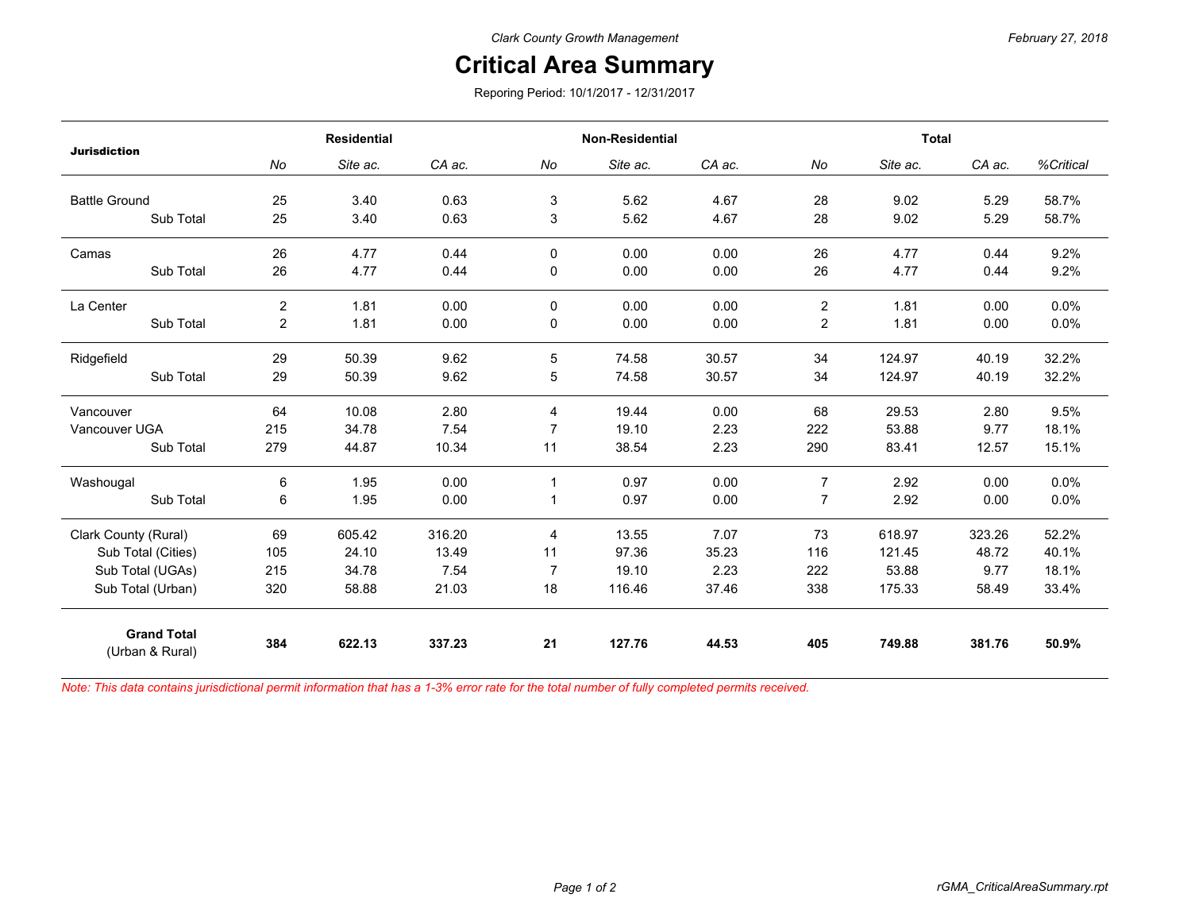Clark County Growth Management

February 27, 2018

# Critical Area Summary

Reporing Period: 10/1/2017 - 12/31/2017

| Jurisdiction | Residential | | | Non-Residential | | | Total | | | |
|---|---|---|---|---|---|---|---|---|---|---|
| | *No* | *Site ac.* | *CA ac.* | *No* | *Site ac.* | *CA ac.* | *No* | *Site ac.* | *CA ac.* | *%Critical* |
| Battle Ground | 25 | 3.40 | 0.63 | 3 | 5.62 | 4.67 | 28 | 9.02 | 5.29 | 58.7% |
| Sub Total | 25 | 3.40 | 0.63 | 3 | 5.62 | 4.67 | 28 | 9.02 | 5.29 | 58.7% |
| Camas | 26 | 4.77 | 0.44 | 0 | 0.00 | 0.00 | 26 | 4.77 | 0.44 | 9.2% |
| Sub Total | 26 | 4.77 | 0.44 | 0 | 0.00 | 0.00 | 26 | 4.77 | 0.44 | 9.2% |
| La Center | 2 | 1.81 | 0.00 | 0 | 0.00 | 0.00 | 2 | 1.81 | 0.00 | 0.0% |
| Sub Total | 2 | 1.81 | 0.00 | 0 | 0.00 | 0.00 | 2 | 1.81 | 0.00 | 0.0% |
| Ridgefield | 29 | 50.39 | 9.62 | 5 | 74.58 | 30.57 | 34 | 124.97 | 40.19 | 32.2% |
| Sub Total | 29 | 50.39 | 9.62 | 5 | 74.58 | 30.57 | 34 | 124.97 | 40.19 | 32.2% |
| Vancouver | 64 | 10.08 | 2.80 | 4 | 19.44 | 0.00 | 68 | 29.53 | 2.80 | 9.5% |
| Vancouver UGA | 215 | 34.78 | 7.54 | 7 | 19.10 | 2.23 | 222 | 53.88 | 9.77 | 18.1% |
| Sub Total | 279 | 44.87 | 10.34 | 11 | 38.54 | 2.23 | 290 | 83.41 | 12.57 | 15.1% |
| Washougal | 6 | 1.95 | 0.00 | 1 | 0.97 | 0.00 | 7 | 2.92 | 0.00 | 0.0% |
| Sub Total | 6 | 1.95 | 0.00 | 1 | 0.97 | 0.00 | 7 | 2.92 | 0.00 | 0.0% |
| Clark County (Rural) | 69 | 605.42 | 316.20 | 4 | 13.55 | 7.07 | 73 | 618.97 | 323.26 | 52.2% |
| Sub Total (Cities) | 105 | 24.10 | 13.49 | 11 | 97.36 | 35.23 | 116 | 121.45 | 48.72 | 40.1% |
| Sub Total (UGAs) | 215 | 34.78 | 7.54 | 7 | 19.10 | 2.23 | 222 | 53.88 | 9.77 | 18.1% |
| Sub Total (Urban) | 320 | 58.88 | 21.03 | 18 | 116.46 | 37.46 | 338 | 175.33 | 58.49 | 33.4% |
| **Grand Total** (Urban & Rural) | **384** | **622.13** | **337.23** | **21** | **127.76** | **44.53** | **405** | **749.88** | **381.76** | **50.9%** |

*Note: This data contains jurisdictional permit information that has a 1-3% error rate for the total number of fully completed permits received.*

rGMA_CriticalAreaSummary.rpt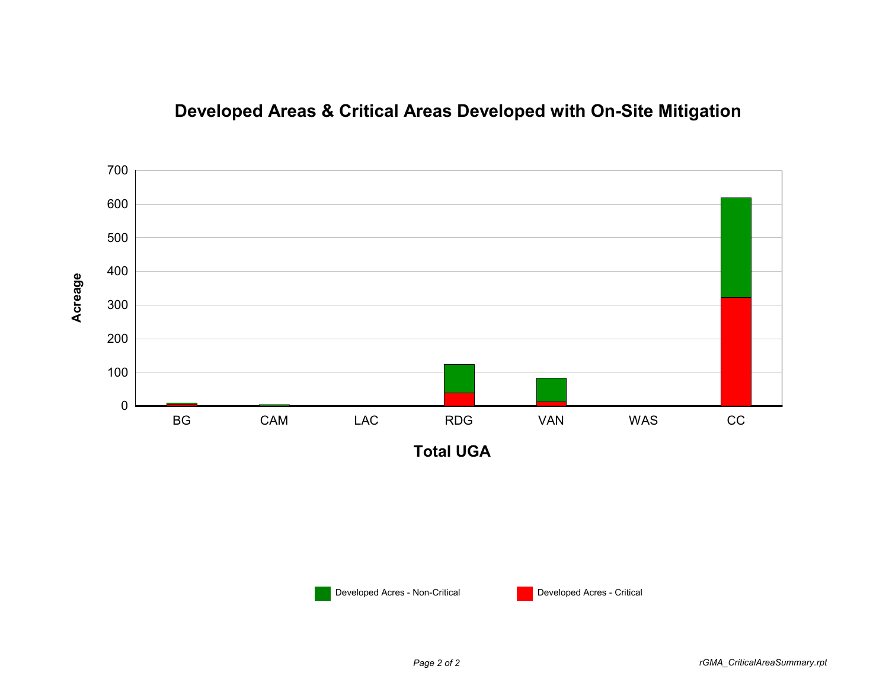# Developed Areas & Critical Areas Developed with On-Site Mitigation

Acreage

700
600
500
400
300
200
100
0

BG
CAM
LAC
RDG
VAN
WAS
CC

**Total UGA**

Developed Acres - Non-Critical

Developed Acres - Critical

*rGMA_CriticalAreaSummary.rpt*